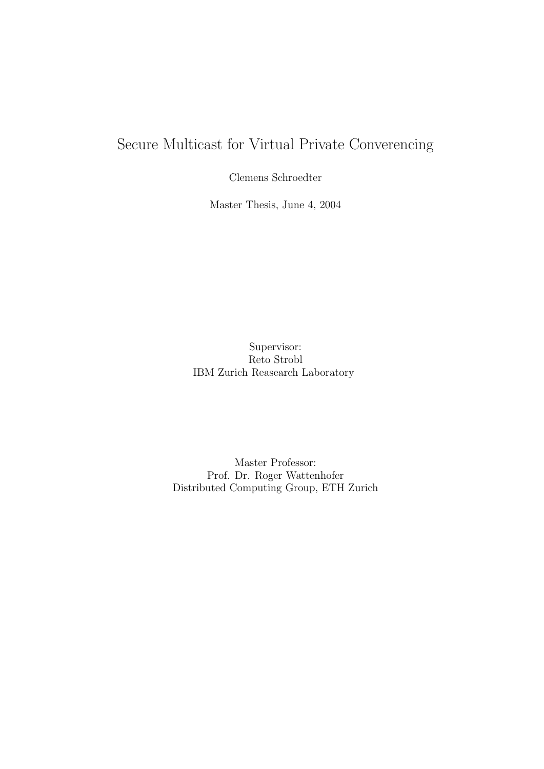# Secure Multicast for Virtual Private Converencing

Clemens Schroedter

Master Thesis, June 4, 2004

Supervisor:
Reto Strobl
IBM Zurich Reasearch Laboratory

Master Professor:
Prof. Dr. Roger Wattenhofer
Distributed Computing Group, ETH Zurich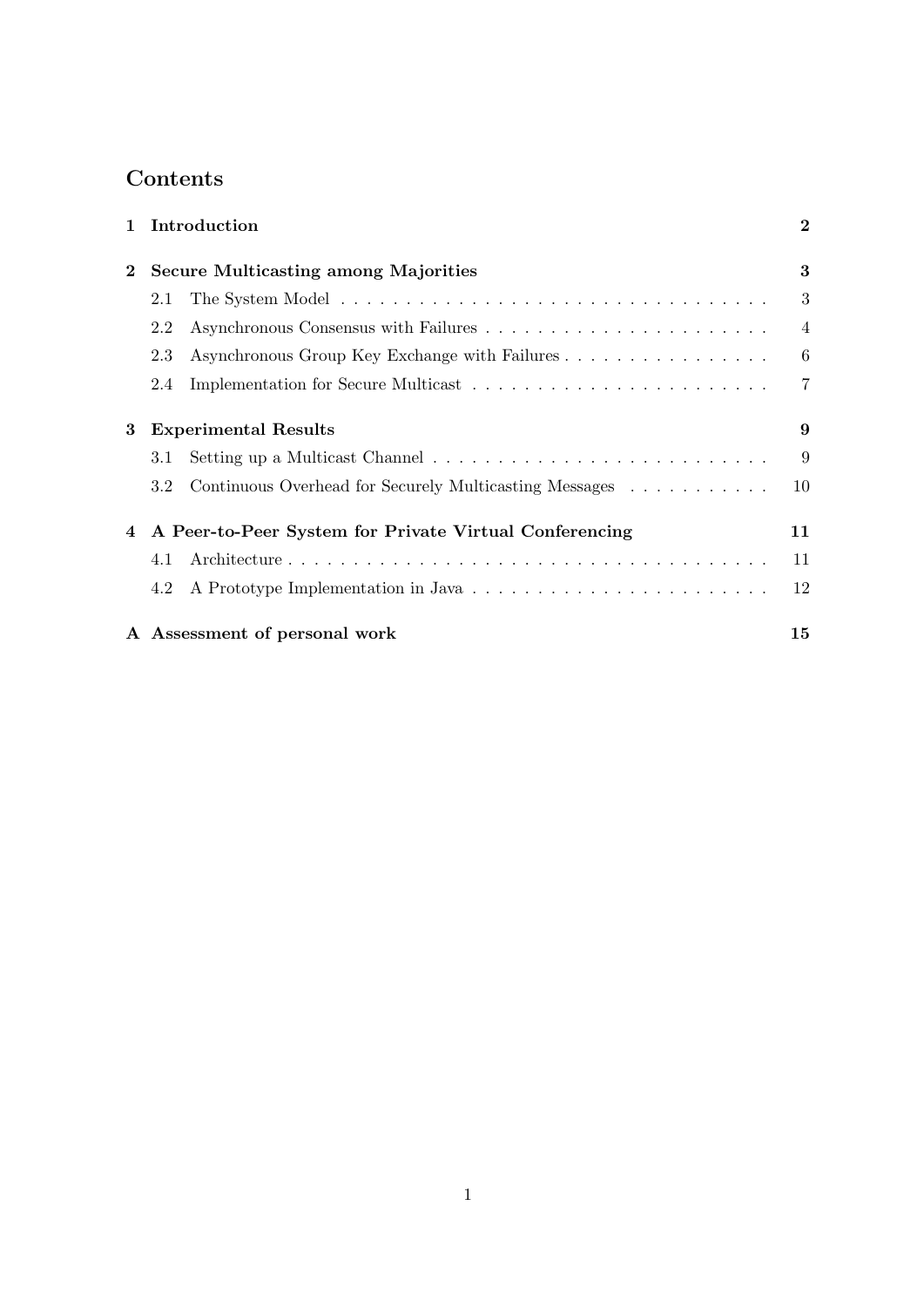# Contents

**1 Introduction** **2**

**2 Secure Multicasting among Majorities** **3**

- 2.1 The System Model . . . . . . . . . . . . . . . . . . . . . . . . . . . . . . . . . 3
- 2.2 Asynchronous Consensus with Failures . . . . . . . . . . . . . . . . . . . . . . 4
- 2.3 Asynchronous Group Key Exchange with Failures . . . . . . . . . . . . . . . . 6
- 2.4 Implementation for Secure Multicast . . . . . . . . . . . . . . . . . . . . . . . 7

**3 Experimental Results** **9**

- 3.1 Setting up a Multicast Channel . . . . . . . . . . . . . . . . . . . . . . . . . . 9
- 3.2 Continuous Overhead for Securely Multicasting Messages . . . . . . . . . . . 10

**4 A Peer-to-Peer System for Private Virtual Conferencing** **11**

- 4.1 Architecture . . . . . . . . . . . . . . . . . . . . . . . . . . . . . . . . . . . . . 11
- 4.2 A Prototype Implementation in Java . . . . . . . . . . . . . . . . . . . . . . . 12

**A Assessment of personal work** **15**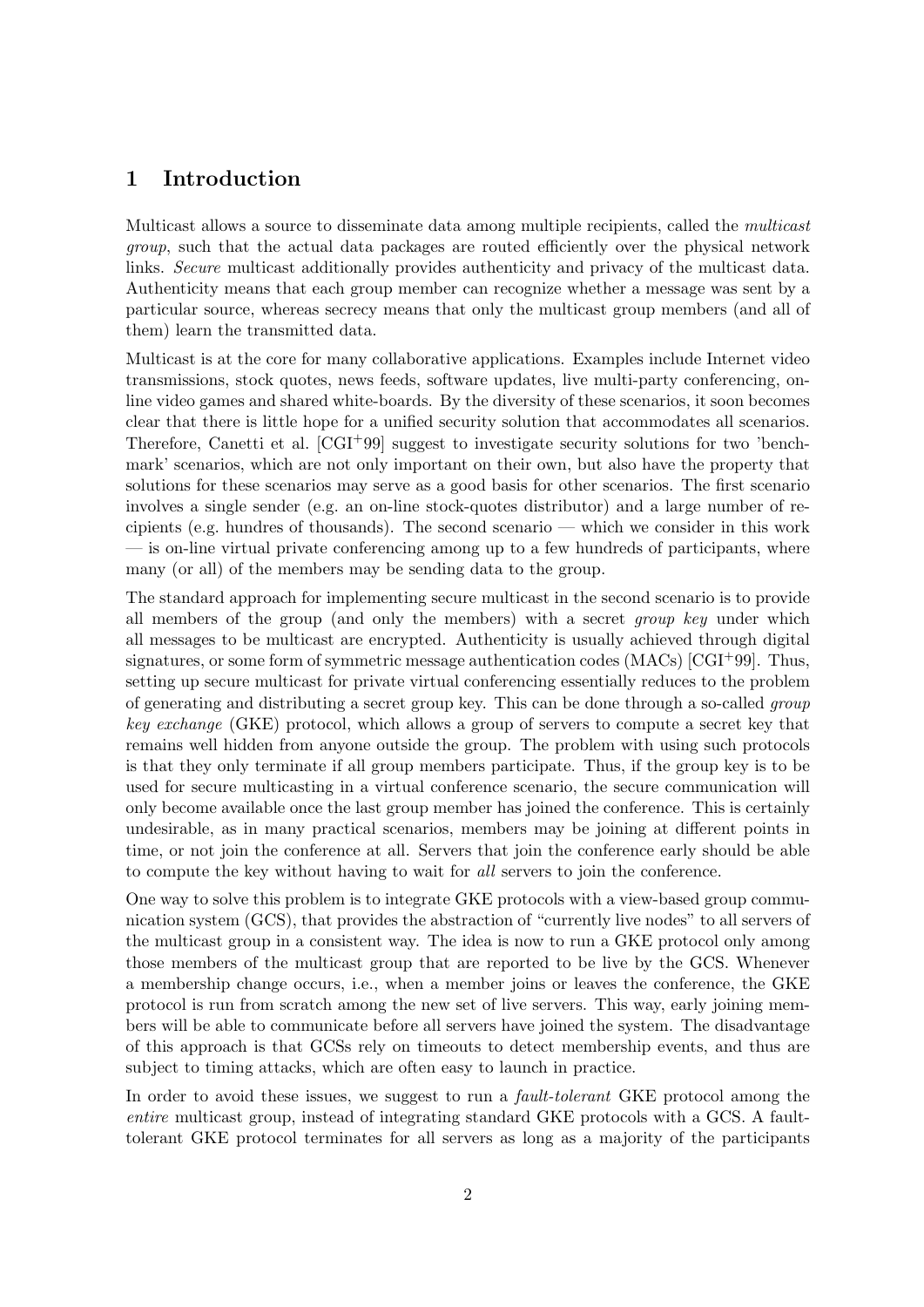# 1 Introduction

Multicast allows a source to disseminate data among multiple recipients, called the *multicast group*, such that the actual data packages are routed efficiently over the physical network links. *Secure* multicast additionally provides authenticity and privacy of the multicast data. Authenticity means that each group member can recognize whether a message was sent by a particular source, whereas secrecy means that only the multicast group members (and all of them) learn the transmitted data.

Multicast is at the core for many collaborative applications. Examples include Internet video transmissions, stock quotes, news feeds, software updates, live multi-party conferencing, on-line video games and shared white-boards. By the diversity of these scenarios, it soon becomes clear that there is little hope for a unified security solution that accommodates all scenarios. Therefore, Canetti et al. [CGI+99] suggest to investigate security solutions for two 'benchmark' scenarios, which are not only important on their own, but also have the property that solutions for these scenarios may serve as a good basis for other scenarios. The first scenario involves a single sender (e.g. an on-line stock-quotes distributor) and a large number of recipients (e.g. hundres of thousands). The second scenario — which we consider in this work — is on-line virtual private conferencing among up to a few hundreds of participants, where many (or all) of the members may be sending data to the group.

The standard approach for implementing secure multicast in the second scenario is to provide all members of the group (and only the members) with a secret *group key* under which all messages to be multicast are encrypted. Authenticity is usually achieved through digital signatures, or some form of symmetric message authentication codes (MACs) [CGI+99]. Thus, setting up secure multicast for private virtual conferencing essentially reduces to the problem of generating and distributing a secret group key. This can be done through a so-called *group key exchange* (GKE) protocol, which allows a group of servers to compute a secret key that remains well hidden from anyone outside the group. The problem with using such protocols is that they only terminate if all group members participate. Thus, if the group key is to be used for secure multicasting in a virtual conference scenario, the secure communication will only become available once the last group member has joined the conference. This is certainly undesirable, as in many practical scenarios, members may be joining at different points in time, or not join the conference at all. Servers that join the conference early should be able to compute the key without having to wait for *all* servers to join the conference.

One way to solve this problem is to integrate GKE protocols with a view-based group communication system (GCS), that provides the abstraction of "currently live nodes" to all servers of the multicast group in a consistent way. The idea is now to run a GKE protocol only among those members of the multicast group that are reported to be live by the GCS. Whenever a membership change occurs, i.e., when a member joins or leaves the conference, the GKE protocol is run from scratch among the new set of live servers. This way, early joining members will be able to communicate before all servers have joined the system. The disadvantage of this approach is that GCSs rely on timeouts to detect membership events, and thus are subject to timing attacks, which are often easy to launch in practice.

In order to avoid these issues, we suggest to run a *fault-tolerant* GKE protocol among the *entire* multicast group, instead of integrating standard GKE protocols with a GCS. A fault-tolerant GKE protocol terminates for all servers as long as a majority of the participants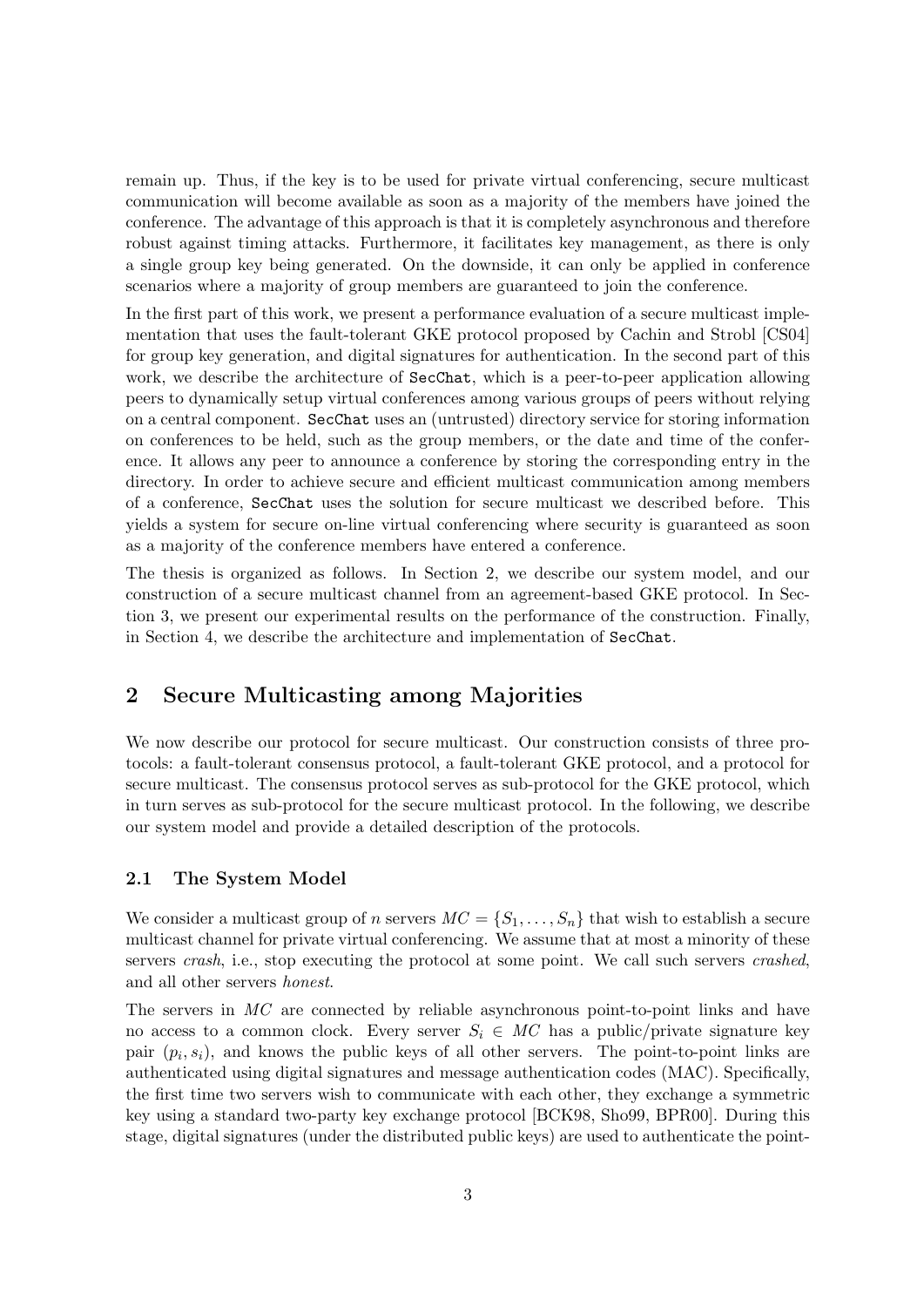remain up. Thus, if the key is to be used for private virtual conferencing, secure multicast communication will become available as soon as a majority of the members have joined the conference. The advantage of this approach is that it is completely asynchronous and therefore robust against timing attacks. Furthermore, it facilitates key management, as there is only a single group key being generated. On the downside, it can only be applied in conference scenarios where a majority of group members are guaranteed to join the conference.

In the first part of this work, we present a performance evaluation of a secure multicast implementation that uses the fault-tolerant GKE protocol proposed by Cachin and Strobl [CS04] for group key generation, and digital signatures for authentication. In the second part of this work, we describe the architecture of `SecChat`, which is a peer-to-peer application allowing peers to dynamically setup virtual conferences among various groups of peers without relying on a central component. `SecChat` uses an (untrusted) directory service for storing information on conferences to be held, such as the group members, or the date and time of the conference. It allows any peer to announce a conference by storing the corresponding entry in the directory. In order to achieve secure and efficient multicast communication among members of a conference, `SecChat` uses the solution for secure multicast we described before. This yields a system for secure on-line virtual conferencing where security is guaranteed as soon as a majority of the conference members have entered a conference.

The thesis is organized as follows. In Section 2, we describe our system model, and our construction of a secure multicast channel from an agreement-based GKE protocol. In Section 3, we present our experimental results on the performance of the construction. Finally, in Section 4, we describe the architecture and implementation of `SecChat`.

## 2 Secure Multicasting among Majorities

We now describe our protocol for secure multicast. Our construction consists of three protocols: a fault-tolerant consensus protocol, a fault-tolerant GKE protocol, and a protocol for secure multicast. The consensus protocol serves as sub-protocol for the GKE protocol, which in turn serves as sub-protocol for the secure multicast protocol. In the following, we describe our system model and provide a detailed description of the protocols.

### 2.1 The System Model

We consider a multicast group of $n$ servers $MC = \{S_1, \ldots, S_n\}$ that wish to establish a secure multicast channel for private virtual conferencing. We assume that at most a minority of these servers *crash*, i.e., stop executing the protocol at some point. We call such servers *crashed*, and all other servers *honest*.

The servers in $MC$ are connected by reliable asynchronous point-to-point links and have no access to a common clock. Every server $S_i \in MC$ has a public/private signature key pair $(p_i, s_i)$, and knows the public keys of all other servers. The point-to-point links are authenticated using digital signatures and message authentication codes (MAC). Specifically, the first time two servers wish to communicate with each other, they exchange a symmetric key using a standard two-party key exchange protocol [BCK98, Sho99, BPR00]. During this stage, digital signatures (under the distributed public keys) are used to authenticate the point-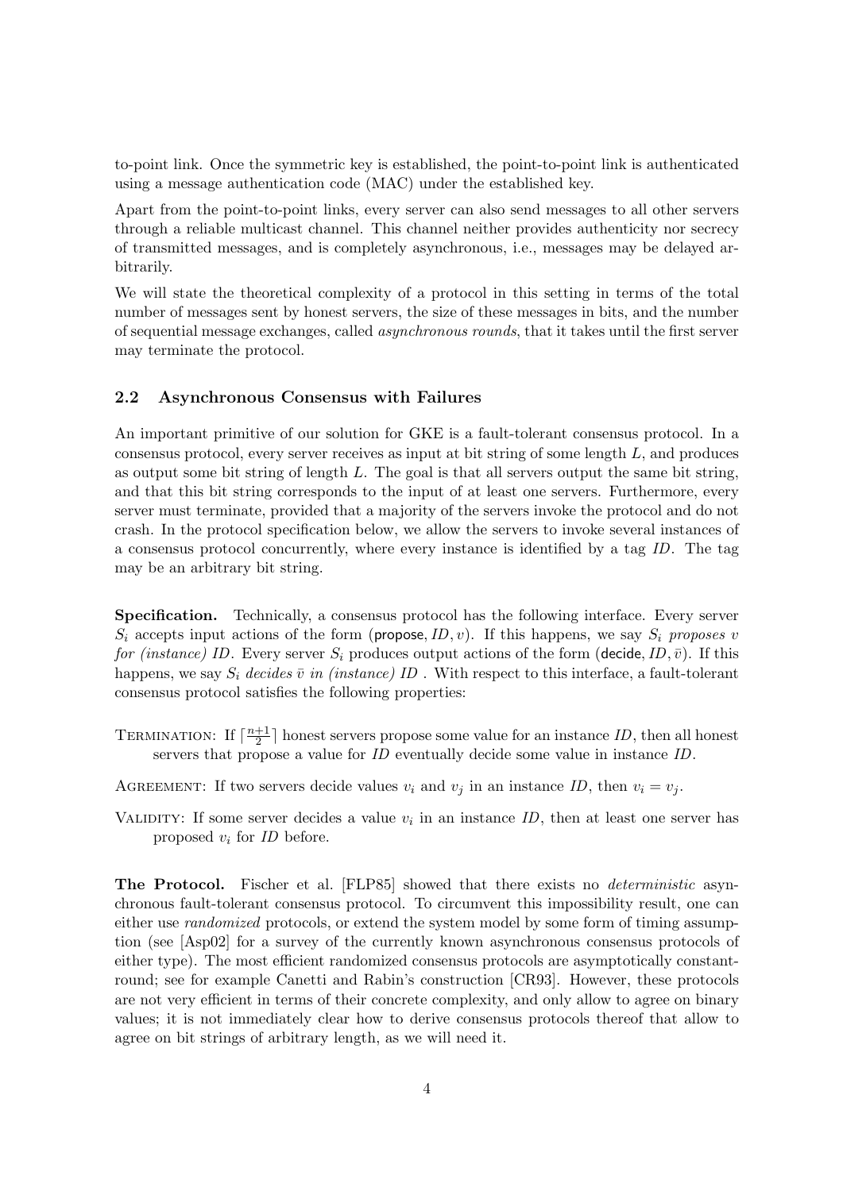to-point link. Once the symmetric key is established, the point-to-point link is authenticated using a message authentication code (MAC) under the established key.

Apart from the point-to-point links, every server can also send messages to all other servers through a reliable multicast channel. This channel neither provides authenticity nor secrecy of transmitted messages, and is completely asynchronous, i.e., messages may be delayed arbitrarily.

We will state the theoretical complexity of a protocol in this setting in terms of the total number of messages sent by honest servers, the size of these messages in bits, and the number of sequential message exchanges, called *asynchronous rounds*, that it takes until the first server may terminate the protocol.

### 2.2 Asynchronous Consensus with Failures

An important primitive of our solution for GKE is a fault-tolerant consensus protocol. In a consensus protocol, every server receives as input at bit string of some length $L$, and produces as output some bit string of length $L$. The goal is that all servers output the same bit string, and that this bit string corresponds to the input of at least one servers. Furthermore, every server must terminate, provided that a majority of the servers invoke the protocol and do not crash. In the protocol specification below, we allow the servers to invoke several instances of a consensus protocol concurrently, where every instance is identified by a tag $ID$. The tag may be an arbitrary bit string.

**Specification.** Technically, a consensus protocol has the following interface. Every server $S_i$ accepts input actions of the form $(\mathsf{propose}, ID, v)$. If this happens, we say $S_i$ *proposes* $v$ *for (instance) ID*. Every server $S_i$ produces output actions of the form $(\mathsf{decide}, ID, \bar{v})$. If this happens, we say $S_i$ *decides* $\bar{v}$ *in (instance) ID*. With respect to this interface, a fault-tolerant consensus protocol satisfies the following properties:

TERMINATION: If $\lceil \frac{n+1}{2} \rceil$ honest servers propose some value for an instance $ID$, then all honest servers that propose a value for $ID$ eventually decide some value in instance $ID$.

AGREEMENT: If two servers decide values $v_i$ and $v_j$ in an instance $ID$, then $v_i = v_j$.

VALIDITY: If some server decides a value $v_i$ in an instance $ID$, then at least one server has proposed $v_i$ for $ID$ before.

**The Protocol.** Fischer et al. [FLP85] showed that there exists no *deterministic* asynchronous fault-tolerant consensus protocol. To circumvent this impossibility result, one can either use *randomized* protocols, or extend the system model by some form of timing assumption (see [Asp02] for a survey of the currently known asynchronous consensus protocols of either type). The most efficient randomized consensus protocols are asymptotically constant-round; see for example Canetti and Rabin's construction [CR93]. However, these protocols are not very efficient in terms of their concrete complexity, and only allow to agree on binary values; it is not immediately clear how to derive consensus protocols thereof that allow to agree on bit strings of arbitrary length, as we will need it.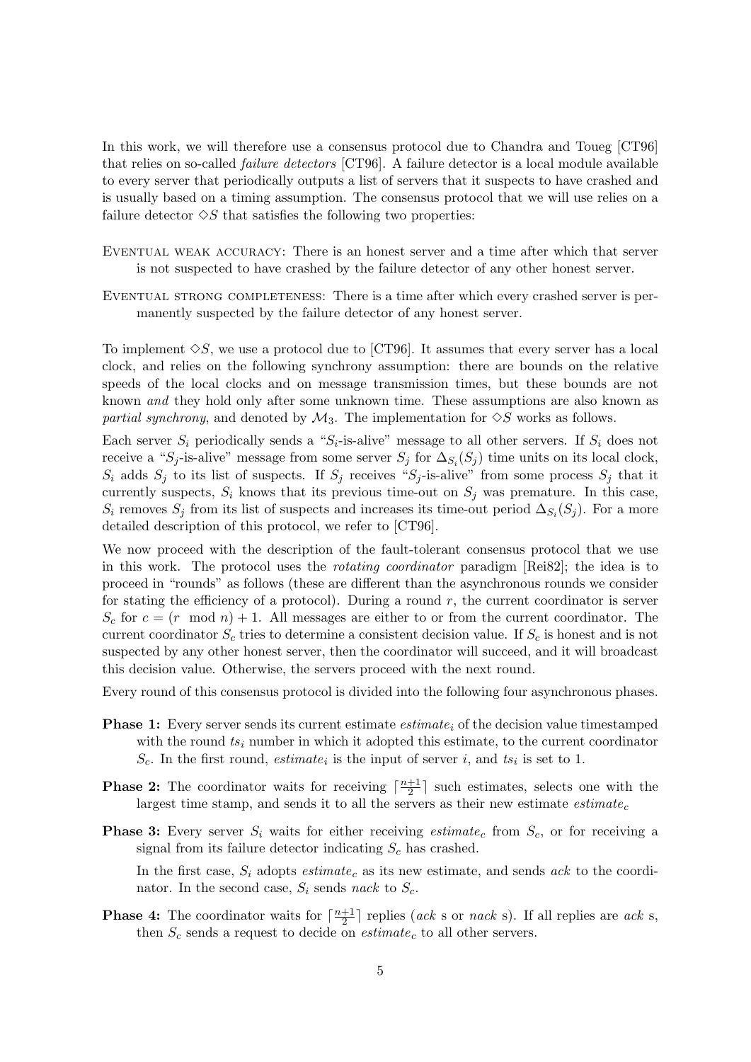In this work, we will therefore use a consensus protocol due to Chandra and Toueg [CT96] that relies on so-called *failure detectors* [CT96]. A failure detector is a local module available to every server that periodically outputs a list of servers that it suspects to have crashed and is usually based on a timing assumption. The consensus protocol that we will use relies on a failure detector $\diamond S$ that satisfies the following two properties:

Eventual weak accuracy: There is an honest server and a time after which that server is not suspected to have crashed by the failure detector of any other honest server.

Eventual strong completeness: There is a time after which every crashed server is permanently suspected by the failure detector of any honest server.

To implement $\diamond S$, we use a protocol due to [CT96]. It assumes that every server has a local clock, and relies on the following synchrony assumption: there are bounds on the relative speeds of the local clocks and on message transmission times, but these bounds are not known *and* they hold only after some unknown time. These assumptions are also known as *partial synchrony*, and denoted by $\mathcal{M}_3$. The implementation for $\diamond S$ works as follows.

Each server $S_i$ periodically sends a "$S_i$-is-alive" message to all other servers. If $S_i$ does not receive a "$S_j$-is-alive" message from some server $S_j$ for $\Delta_{S_i}(S_j)$ time units on its local clock, $S_i$ adds $S_j$ to its list of suspects. If $S_j$ receives "$S_j$-is-alive" from some process $S_j$ that it currently suspects, $S_i$ knows that its previous time-out on $S_j$ was premature. In this case, $S_i$ removes $S_j$ from its list of suspects and increases its time-out period $\Delta_{S_i}(S_j)$. For a more detailed description of this protocol, we refer to [CT96].

We now proceed with the description of the fault-tolerant consensus protocol that we use in this work. The protocol uses the *rotating coordinator* paradigm [Rei82]; the idea is to proceed in "rounds" as follows (these are different than the asynchronous rounds we consider for stating the efficiency of a protocol). During a round $r$, the current coordinator is server $S_c$ for $c = (r \mod n) + 1$. All messages are either to or from the current coordinator. The current coordinator $S_c$ tries to determine a consistent decision value. If $S_c$ is honest and is not suspected by any other honest server, then the coordinator will succeed, and it will broadcast this decision value. Otherwise, the servers proceed with the next round.

Every round of this consensus protocol is divided into the following four asynchronous phases.

**Phase 1:** Every server sends its current estimate $estimate_i$ of the decision value timestamped with the round $ts_i$ number in which it adopted this estimate, to the current coordinator $S_c$. In the first round, $estimate_i$ is the input of server $i$, and $ts_i$ is set to 1.

**Phase 2:** The coordinator waits for receiving $\lceil \frac{n+1}{2} \rceil$ such estimates, selects one with the largest time stamp, and sends it to all the servers as their new estimate $estimate_c$

**Phase 3:** Every server $S_i$ waits for either receiving $estimate_c$ from $S_c$, or for receiving a signal from its failure detector indicating $S_c$ has crashed.

In the first case, $S_i$ adopts $estimate_c$ as its new estimate, and sends *ack* to the coordinator. In the second case, $S_i$ sends *nack* to $S_c$.

**Phase 4:** The coordinator waits for $\lceil \frac{n+1}{2} \rceil$ replies (*ack* s or *nack* s). If all replies are *ack* s, then $S_c$ sends a request to decide on $estimate_c$ to all other servers.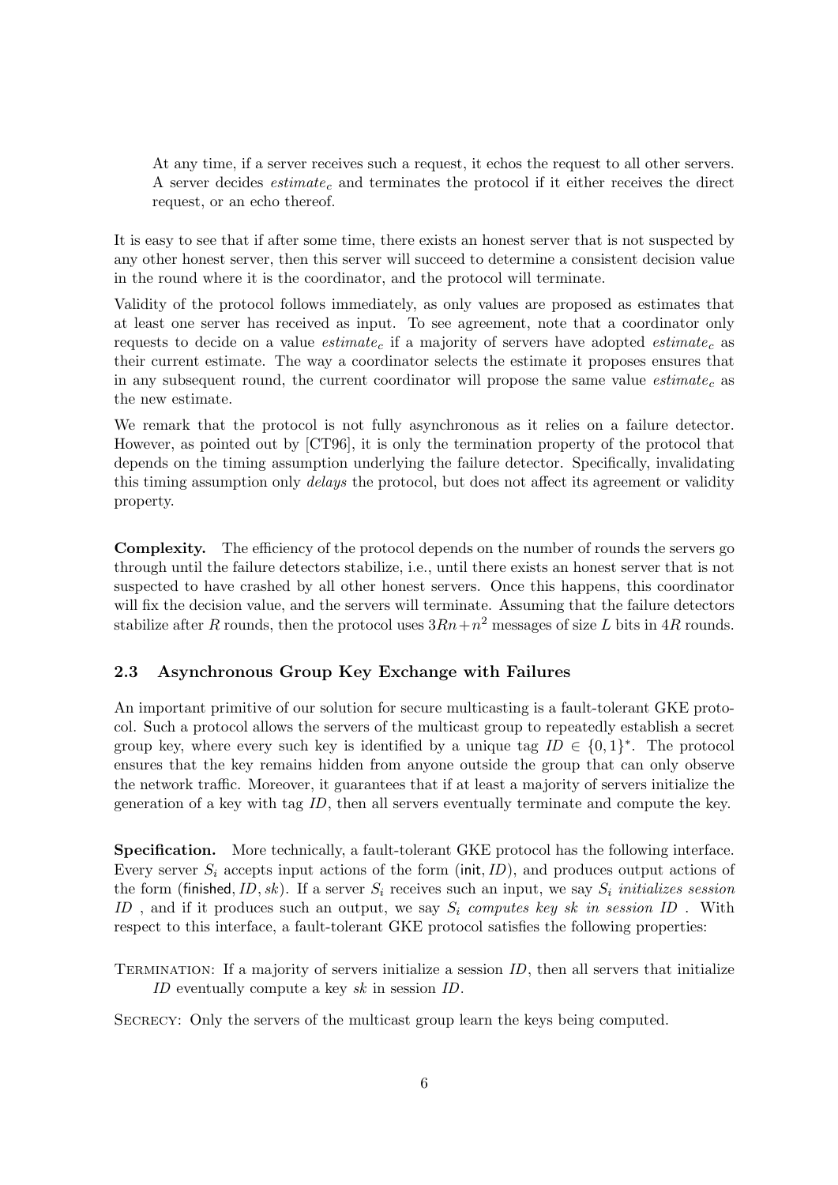At any time, if a server receives such a request, it echos the request to all other servers. A server decides $estimate_c$ and terminates the protocol if it either receives the direct request, or an echo thereof.

It is easy to see that if after some time, there exists an honest server that is not suspected by any other honest server, then this server will succeed to determine a consistent decision value in the round where it is the coordinator, and the protocol will terminate.

Validity of the protocol follows immediately, as only values are proposed as estimates that at least one server has received as input. To see agreement, note that a coordinator only requests to decide on a value $estimate_c$ if a majority of servers have adopted $estimate_c$ as their current estimate. The way a coordinator selects the estimate it proposes ensures that in any subsequent round, the current coordinator will propose the same value $estimate_c$ as the new estimate.

We remark that the protocol is not fully asynchronous as it relies on a failure detector. However, as pointed out by [CT96], it is only the termination property of the protocol that depends on the timing assumption underlying the failure detector. Specifically, invalidating this timing assumption only *delays* the protocol, but does not affect its agreement or validity property.

**Complexity.** The efficiency of the protocol depends on the number of rounds the servers go through until the failure detectors stabilize, i.e., until there exists an honest server that is not suspected to have crashed by all other honest servers. Once this happens, this coordinator will fix the decision value, and the servers will terminate. Assuming that the failure detectors stabilize after $R$ rounds, then the protocol uses $3Rn + n^2$ messages of size $L$ bits in $4R$ rounds.

### 2.3 Asynchronous Group Key Exchange with Failures

An important primitive of our solution for secure multicasting is a fault-tolerant GKE protocol. Such a protocol allows the servers of the multicast group to repeatedly establish a secret group key, where every such key is identified by a unique tag $ID \in \{0,1\}^*$. The protocol ensures that the key remains hidden from anyone outside the group that can only observe the network traffic. Moreover, it guarantees that if at least a majority of servers initialize the generation of a key with tag $ID$, then all servers eventually terminate and compute the key.

**Specification.** More technically, a fault-tolerant GKE protocol has the following interface. Every server $S_i$ accepts input actions of the form $(\mathsf{init}, ID)$, and produces output actions of the form $(\mathsf{finished}, ID, sk)$. If a server $S_i$ receives such an input, we say $S_i$ *initializes session* $ID$, and if it produces such an output, we say $S_i$ *computes key* $sk$ *in session* $ID$. With respect to this interface, a fault-tolerant GKE protocol satisfies the following properties:

Termination: If a majority of servers initialize a session $ID$, then all servers that initialize $ID$ eventually compute a key $sk$ in session $ID$.

Secrecy: Only the servers of the multicast group learn the keys being computed.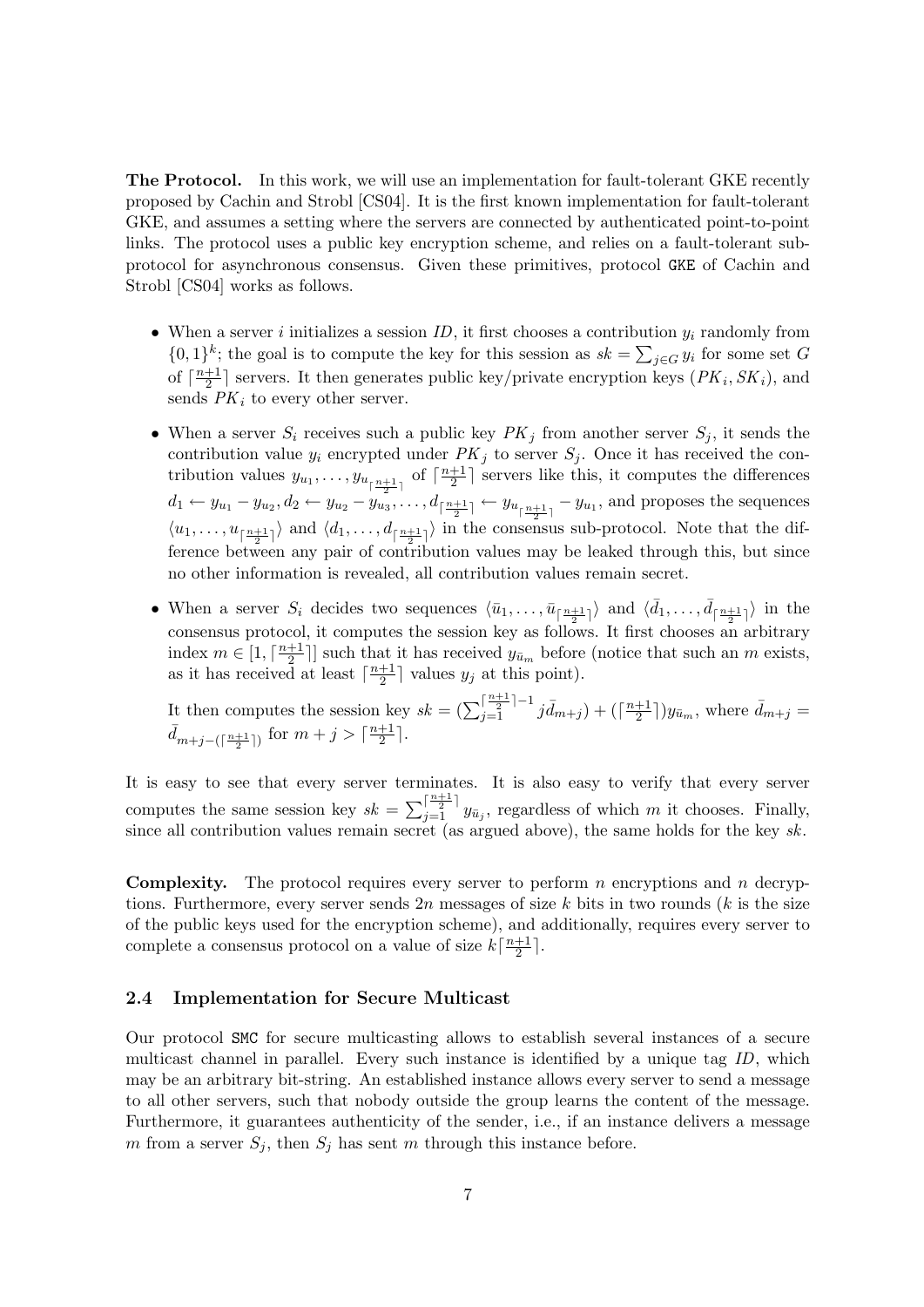**The Protocol.** In this work, we will use an implementation for fault-tolerant GKE recently proposed by Cachin and Strobl [CS04]. It is the first known implementation for fault-tolerant GKE, and assumes a setting where the servers are connected by authenticated point-to-point links. The protocol uses a public key encryption scheme, and relies on a fault-tolerant sub-protocol for asynchronous consensus. Given these primitives, protocol GKE of Cachin and Strobl [CS04] works as follows.

- When a server $i$ initializes a session $ID$, it first chooses a contribution $y_i$ randomly from $\{0,1\}^k$; the goal is to compute the key for this session as $sk = \sum_{j \in G} y_i$ for some set $G$ of $\lceil \frac{n+1}{2} \rceil$ servers. It then generates public key/private encryption keys $(PK_i, SK_i)$, and sends $PK_i$ to every other server.

- When a server $S_i$ receives such a public key $PK_j$ from another server $S_j$, it sends the contribution value $y_i$ encrypted under $PK_j$ to server $S_j$. Once it has received the contribution values $y_{u_1}, \ldots, y_{u_{\lceil \frac{n+1}{2} \rceil}}$ of $\lceil \frac{n+1}{2} \rceil$ servers like this, it computes the differences $d_1 \leftarrow y_{u_1} - y_{u_2}, d_2 \leftarrow y_{u_2} - y_{u_3}, \ldots, d_{\lceil \frac{n+1}{2} \rceil} \leftarrow y_{u_{\lceil \frac{n+1}{2} \rceil}} - y_{u_1}$, and proposes the sequences $\langle u_1, \ldots, u_{\lceil \frac{n+1}{2} \rceil} \rangle$ and $\langle d_1, \ldots, d_{\lceil \frac{n+1}{2} \rceil} \rangle$ in the consensus sub-protocol. Note that the difference between any pair of contribution values may be leaked through this, but since no other information is revealed, all contribution values remain secret.

- When a server $S_i$ decides two sequences $\langle \bar{u}_1, \ldots, \bar{u}_{\lceil \frac{n+1}{2} \rceil} \rangle$ and $\langle \bar{d}_1, \ldots, \bar{d}_{\lceil \frac{n+1}{2} \rceil} \rangle$ in the consensus protocol, it computes the session key as follows. It first chooses an arbitrary index $m \in [1, \lceil \frac{n+1}{2} \rceil]$ such that it has received $y_{\bar{u}_m}$ before (notice that such an $m$ exists, as it has received at least $\lceil \frac{n+1}{2} \rceil$ values $y_j$ at this point).

  It then computes the session key $sk = (\sum_{j=1}^{\lceil \frac{n+1}{2} \rceil - 1} j \bar{d}_{m+j}) + (\lceil \frac{n+1}{2} \rceil) y_{\bar{u}_m}$, where $\bar{d}_{m+j} = \bar{d}_{m+j-(\lceil \frac{n+1}{2} \rceil)}$ for $m + j > \lceil \frac{n+1}{2} \rceil$.

It is easy to see that every server terminates. It is also easy to verify that every server computes the same session key $sk = \sum_{j=1}^{\lceil \frac{n+1}{2} \rceil} y_{\bar{u}_j}$, regardless of which $m$ it chooses. Finally, since all contribution values remain secret (as argued above), the same holds for the key $sk$.

**Complexity.** The protocol requires every server to perform $n$ encryptions and $n$ decryptions. Furthermore, every server sends $2n$ messages of size $k$ bits in two rounds ($k$ is the size of the public keys used for the encryption scheme), and additionally, requires every server to complete a consensus protocol on a value of size $k \lceil \frac{n+1}{2} \rceil$.

### 2.4 Implementation for Secure Multicast

Our protocol SMC for secure multicasting allows to establish several instances of a secure multicast channel in parallel. Every such instance is identified by a unique tag $ID$, which may be an arbitrary bit-string. An established instance allows every server to send a message to all other servers, such that nobody outside the group learns the content of the message. Furthermore, it guarantees authenticity of the sender, i.e., if an instance delivers a message $m$ from a server $S_j$, then $S_j$ has sent $m$ through this instance before.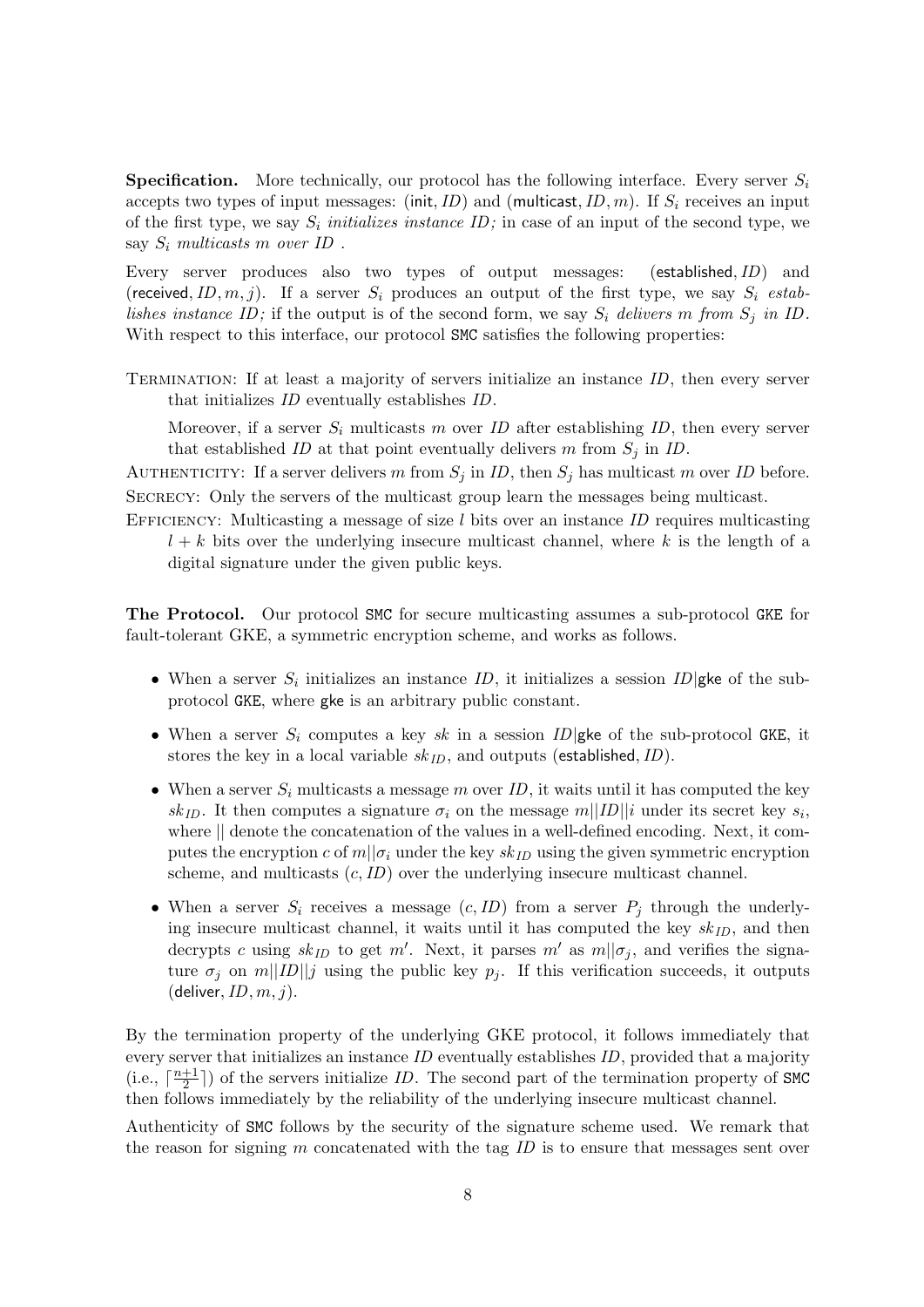**Specification.** More technically, our protocol has the following interface. Every server $S_i$ accepts two types of input messages: (init, $ID$) and (multicast, $ID, m$). If $S_i$ receives an input of the first type, we say $S_i$ *initializes instance* $ID$*;* in case of an input of the second type, we say $S_i$ *multicasts* $m$ *over* $ID$ .

Every server produces also two types of output messages: (established, $ID$) and (received, $ID, m, j$). If a server $S_i$ produces an output of the first type, we say $S_i$ *establishes instance* $ID$*;* if the output is of the second form, we say $S_i$ *delivers* $m$ *from* $S_j$ *in* $ID$. With respect to this interface, our protocol SMC satisfies the following properties:

TERMINATION: If at least a majority of servers initialize an instance $ID$, then every server that initializes $ID$ eventually establishes $ID$.

Moreover, if a server $S_i$ multicasts $m$ over $ID$ after establishing $ID$, then every server that established $ID$ at that point eventually delivers $m$ from $S_j$ in $ID$.

AUTHENTICITY: If a server delivers $m$ from $S_j$ in $ID$, then $S_j$ has multicast $m$ over $ID$ before.

SECRECY: Only the servers of the multicast group learn the messages being multicast.

EFFICIENCY: Multicasting a message of size $l$ bits over an instance $ID$ requires multicasting $l + k$ bits over the underlying insecure multicast channel, where $k$ is the length of a digital signature under the given public keys.

**The Protocol.** Our protocol SMC for secure multicasting assumes a sub-protocol GKE for fault-tolerant GKE, a symmetric encryption scheme, and works as follows.

- When a server $S_i$ initializes an instance $ID$, it initializes a session $ID|\mathsf{gke}$ of the sub-protocol GKE, where gke is an arbitrary public constant.
- When a server $S_i$ computes a key $sk$ in a session $ID|\mathsf{gke}$ of the sub-protocol GKE, it stores the key in a local variable $sk_{ID}$, and outputs (established, $ID$).
- When a server $S_i$ multicasts a message $m$ over $ID$, it waits until it has computed the key $sk_{ID}$. It then computes a signature $\sigma_i$ on the message $m||ID||i$ under its secret key $s_i$, where $||$ denote the concatenation of the values in a well-defined encoding. Next, it computes the encryption $c$ of $m||\sigma_i$ under the key $sk_{ID}$ using the given symmetric encryption scheme, and multicasts $(c, ID)$ over the underlying insecure multicast channel.
- When a server $S_i$ receives a message $(c, ID)$ from a server $P_j$ through the underlying insecure multicast channel, it waits until it has computed the key $sk_{ID}$, and then decrypts $c$ using $sk_{ID}$ to get $m'$. Next, it parses $m'$ as $m||\sigma_j$, and verifies the signature $\sigma_j$ on $m||ID||j$ using the public key $p_j$. If this verification succeeds, it outputs (deliver, $ID, m, j$).

By the termination property of the underlying GKE protocol, it follows immediately that every server that initializes an instance $ID$ eventually establishes $ID$, provided that a majority (i.e., $\lceil \frac{n+1}{2} \rceil$) of the servers initialize $ID$. The second part of the termination property of SMC then follows immediately by the reliability of the underlying insecure multicast channel.

Authenticity of SMC follows by the security of the signature scheme used. We remark that the reason for signing $m$ concatenated with the tag $ID$ is to ensure that messages sent over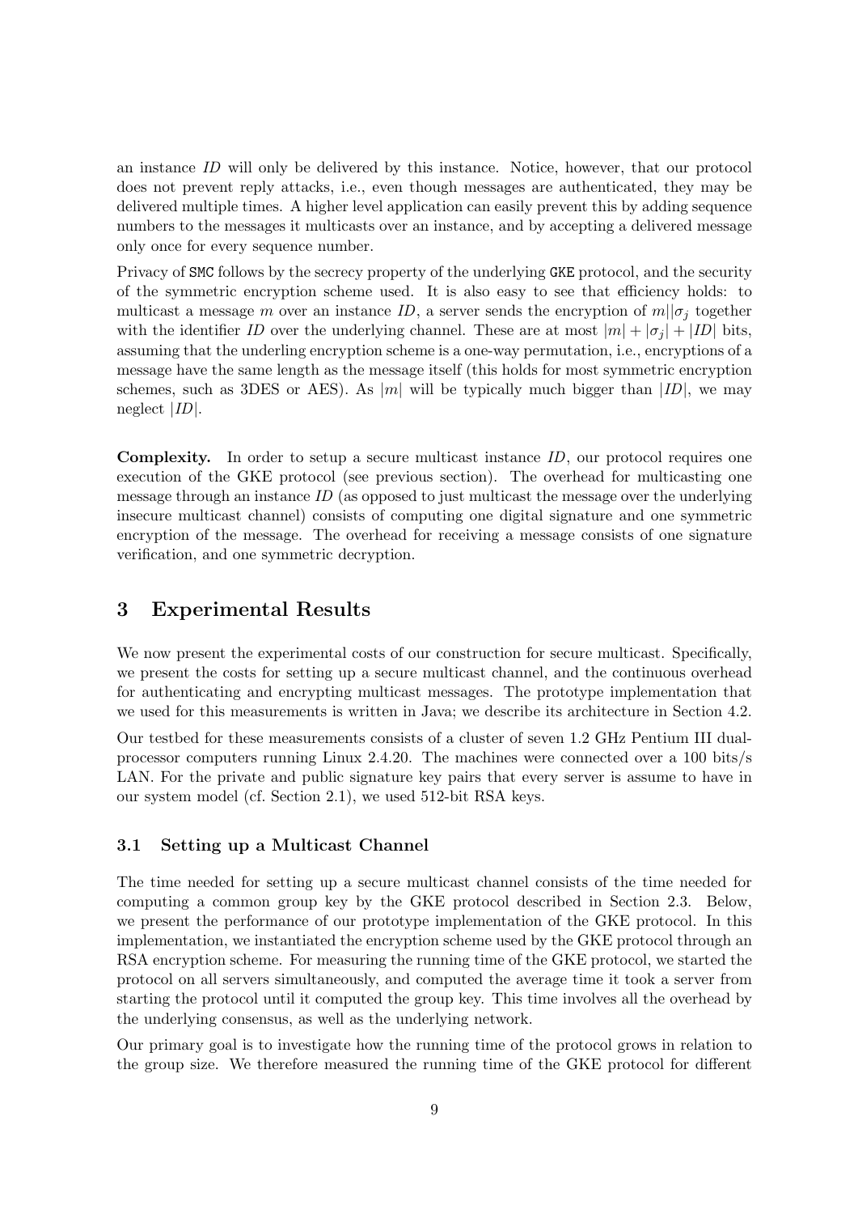an instance $ID$ will only be delivered by this instance. Notice, however, that our protocol does not prevent reply attacks, i.e., even though messages are authenticated, they may be delivered multiple times. A higher level application can easily prevent this by adding sequence numbers to the messages it multicasts over an instance, and by accepting a delivered message only once for every sequence number.

Privacy of SMC follows by the secrecy property of the underlying GKE protocol, and the security of the symmetric encryption scheme used. It is also easy to see that efficiency holds: to multicast a message $m$ over an instance $ID$, a server sends the encryption of $m||\sigma_j$ together with the identifier $ID$ over the underlying channel. These are at most $|m| + |\sigma_j| + |ID|$ bits, assuming that the underling encryption scheme is a one-way permutation, i.e., encryptions of a message have the same length as the message itself (this holds for most symmetric encryption schemes, such as 3DES or AES). As $|m|$ will be typically much bigger than $|ID|$, we may neglect $|ID|$.

**Complexity.** In order to setup a secure multicast instance $ID$, our protocol requires one execution of the GKE protocol (see previous section). The overhead for multicasting one message through an instance $ID$ (as opposed to just multicast the message over the underlying insecure multicast channel) consists of computing one digital signature and one symmetric encryption of the message. The overhead for receiving a message consists of one signature verification, and one symmetric decryption.

## 3 Experimental Results

We now present the experimental costs of our construction for secure multicast. Specifically, we present the costs for setting up a secure multicast channel, and the continuous overhead for authenticating and encrypting multicast messages. The prototype implementation that we used for this measurements is written in Java; we describe its architecture in Section 4.2.

Our testbed for these measurements consists of a cluster of seven 1.2 GHz Pentium III dual-processor computers running Linux 2.4.20. The machines were connected over a 100 bits/s LAN. For the private and public signature key pairs that every server is assume to have in our system model (cf. Section 2.1), we used 512-bit RSA keys.

### 3.1 Setting up a Multicast Channel

The time needed for setting up a secure multicast channel consists of the time needed for computing a common group key by the GKE protocol described in Section 2.3. Below, we present the performance of our prototype implementation of the GKE protocol. In this implementation, we instantiated the encryption scheme used by the GKE protocol through an RSA encryption scheme. For measuring the running time of the GKE protocol, we started the protocol on all servers simultaneously, and computed the average time it took a server from starting the protocol until it computed the group key. This time involves all the overhead by the underlying consensus, as well as the underlying network.

Our primary goal is to investigate how the running time of the protocol grows in relation to the group size. We therefore measured the running time of the GKE protocol for different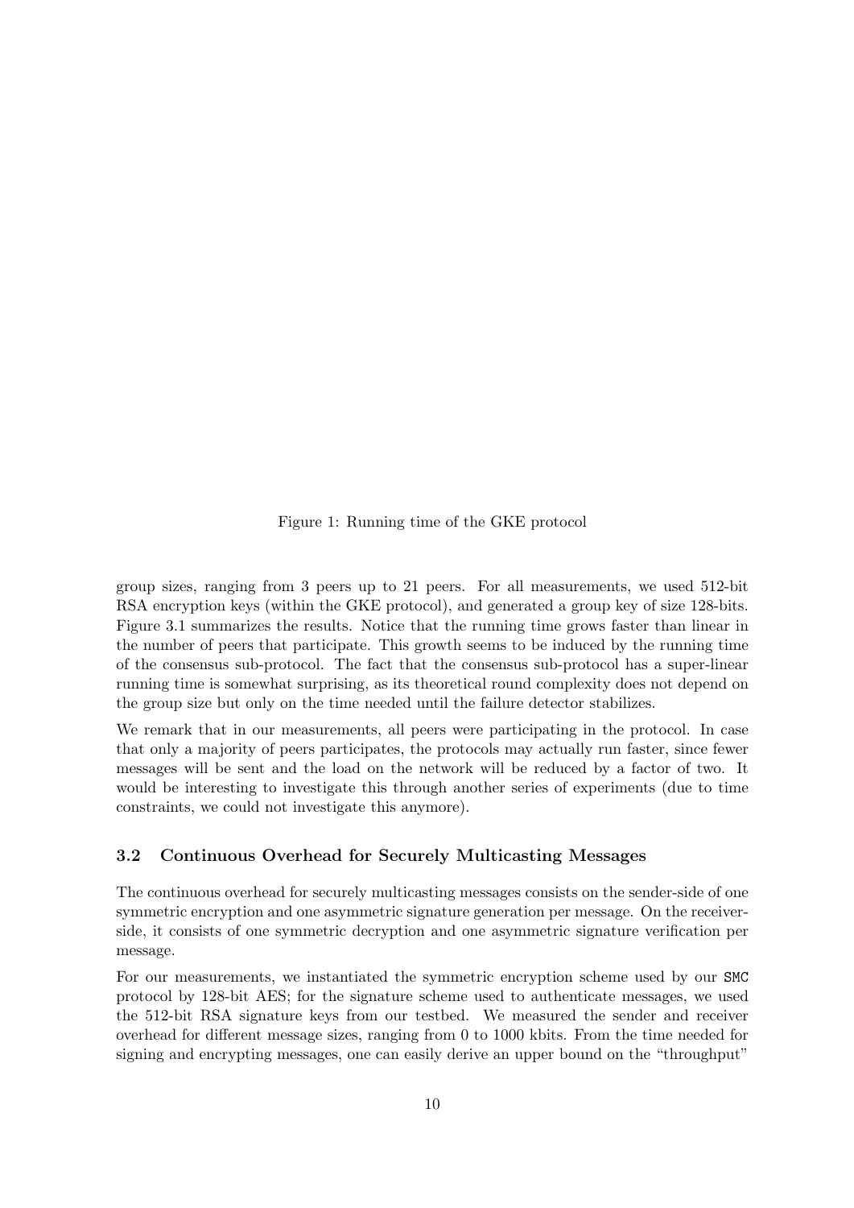Figure 1: Running time of the GKE protocol

group sizes, ranging from 3 peers up to 21 peers. For all measurements, we used 512-bit RSA encryption keys (within the GKE protocol), and generated a group key of size 128-bits. Figure 3.1 summarizes the results. Notice that the running time grows faster than linear in the number of peers that participate. This growth seems to be induced by the running time of the consensus sub-protocol. The fact that the consensus sub-protocol has a super-linear running time is somewhat surprising, as its theoretical round complexity does not depend on the group size but only on the time needed until the failure detector stabilizes.

We remark that in our measurements, all peers were participating in the protocol. In case that only a majority of peers participates, the protocols may actually run faster, since fewer messages will be sent and the load on the network will be reduced by a factor of two. It would be interesting to investigate this through another series of experiments (due to time constraints, we could not investigate this anymore).

### 3.2 Continuous Overhead for Securely Multicasting Messages

The continuous overhead for securely multicasting messages consists on the sender-side of one symmetric encryption and one asymmetric signature generation per message. On the receiver-side, it consists of one symmetric decryption and one asymmetric signature verification per message.

For our measurements, we instantiated the symmetric encryption scheme used by our `SMC` protocol by 128-bit AES; for the signature scheme used to authenticate messages, we used the 512-bit RSA signature keys from our testbed. We measured the sender and receiver overhead for different message sizes, ranging from 0 to 1000 kbits. From the time needed for signing and encrypting messages, one can easily derive an upper bound on the "throughput"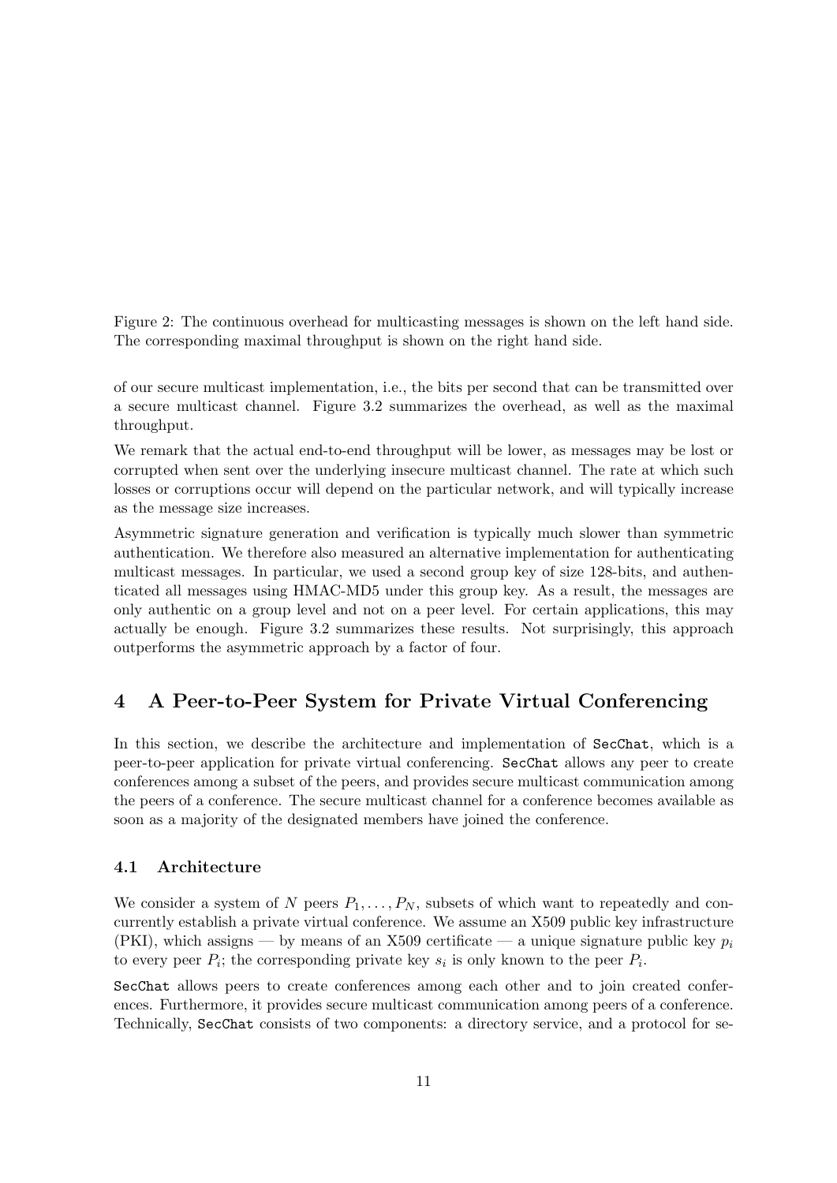Figure 2: The continuous overhead for multicasting messages is shown on the left hand side. The corresponding maximal throughput is shown on the right hand side.

of our secure multicast implementation, i.e., the bits per second that can be transmitted over a secure multicast channel. Figure 3.2 summarizes the overhead, as well as the maximal throughput.

We remark that the actual end-to-end throughput will be lower, as messages may be lost or corrupted when sent over the underlying insecure multicast channel. The rate at which such losses or corruptions occur will depend on the particular network, and will typically increase as the message size increases.

Asymmetric signature generation and verification is typically much slower than symmetric authentication. We therefore also measured an alternative implementation for authenticating multicast messages. In particular, we used a second group key of size 128-bits, and authenticated all messages using HMAC-MD5 under this group key. As a result, the messages are only authentic on a group level and not on a peer level. For certain applications, this may actually be enough. Figure 3.2 summarizes these results. Not surprisingly, this approach outperforms the asymmetric approach by a factor of four.

# 4 A Peer-to-Peer System for Private Virtual Conferencing

In this section, we describe the architecture and implementation of `SecChat`, which is a peer-to-peer application for private virtual conferencing. `SecChat` allows any peer to create conferences among a subset of the peers, and provides secure multicast communication among the peers of a conference. The secure multicast channel for a conference becomes available as soon as a majority of the designated members have joined the conference.

## 4.1 Architecture

We consider a system of $N$ peers $P_1, \ldots, P_N$, subsets of which want to repeatedly and concurrently establish a private virtual conference. We assume an X509 public key infrastructure (PKI), which assigns — by means of an X509 certificate — a unique signature public key $p_i$ to every peer $P_i$; the corresponding private key $s_i$ is only known to the peer $P_i$.

`SecChat` allows peers to create conferences among each other and to join created conferences. Furthermore, it provides secure multicast communication among peers of a conference. Technically, `SecChat` consists of two components: a directory service, and a protocol for se-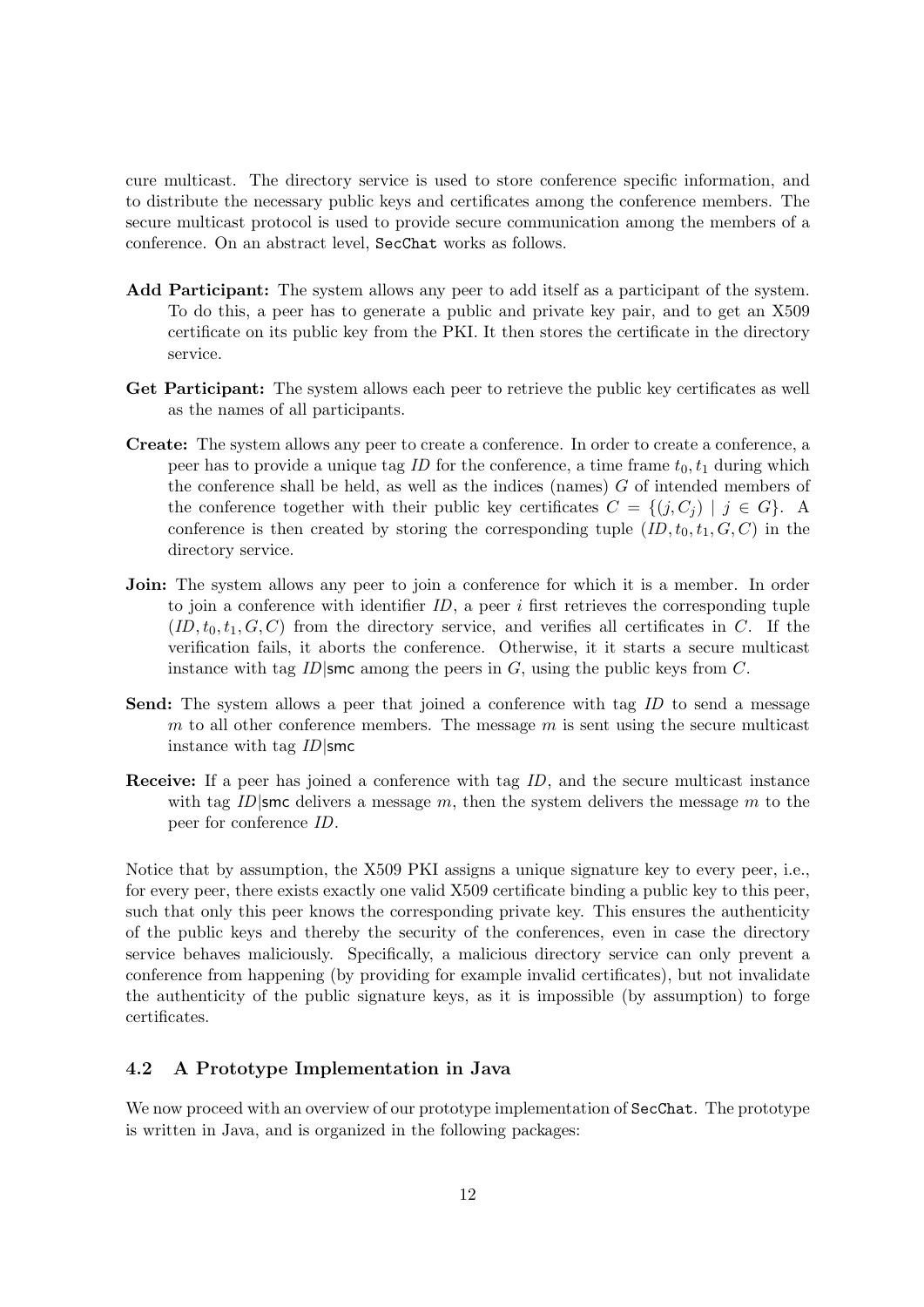cure multicast. The directory service is used to store conference specific information, and to distribute the necessary public keys and certificates among the conference members. The secure multicast protocol is used to provide secure communication among the members of a conference. On an abstract level, `SecChat` works as follows.

**Add Participant:** The system allows any peer to add itself as a participant of the system. To do this, a peer has to generate a public and private key pair, and to get an X509 certificate on its public key from the PKI. It then stores the certificate in the directory service.

**Get Participant:** The system allows each peer to retrieve the public key certificates as well as the names of all participants.

**Create:** The system allows any peer to create a conference. In order to create a conference, a peer has to provide a unique tag $ID$ for the conference, a time frame $t_0, t_1$ during which the conference shall be held, as well as the indices (names) $G$ of intended members of the conference together with their public key certificates $C = \{(j, C_j) \mid j \in G\}$. A conference is then created by storing the corresponding tuple $(ID, t_0, t_1, G, C)$ in the directory service.

**Join:** The system allows any peer to join a conference for which it is a member. In order to join a conference with identifier $ID$, a peer $i$ first retrieves the corresponding tuple $(ID, t_0, t_1, G, C)$ from the directory service, and verifies all certificates in $C$. If the verification fails, it aborts the conference. Otherwise, it it starts a secure multicast instance with tag $ID|\mathsf{smc}$ among the peers in $G$, using the public keys from $C$.

**Send:** The system allows a peer that joined a conference with tag $ID$ to send a message $m$ to all other conference members. The message $m$ is sent using the secure multicast instance with tag $ID|\mathsf{smc}$

**Receive:** If a peer has joined a conference with tag $ID$, and the secure multicast instance with tag $ID|\mathsf{smc}$ delivers a message $m$, then the system delivers the message $m$ to the peer for conference $ID$.

Notice that by assumption, the X509 PKI assigns a unique signature key to every peer, i.e., for every peer, there exists exactly one valid X509 certificate binding a public key to this peer, such that only this peer knows the corresponding private key. This ensures the authenticity of the public keys and thereby the security of the conferences, even in case the directory service behaves maliciously. Specifically, a malicious directory service can only prevent a conference from happening (by providing for example invalid certificates), but not invalidate the authenticity of the public signature keys, as it is impossible (by assumption) to forge certificates.

### 4.2 A Prototype Implementation in Java

We now proceed with an overview of our prototype implementation of `SecChat`. The prototype is written in Java, and is organized in the following packages: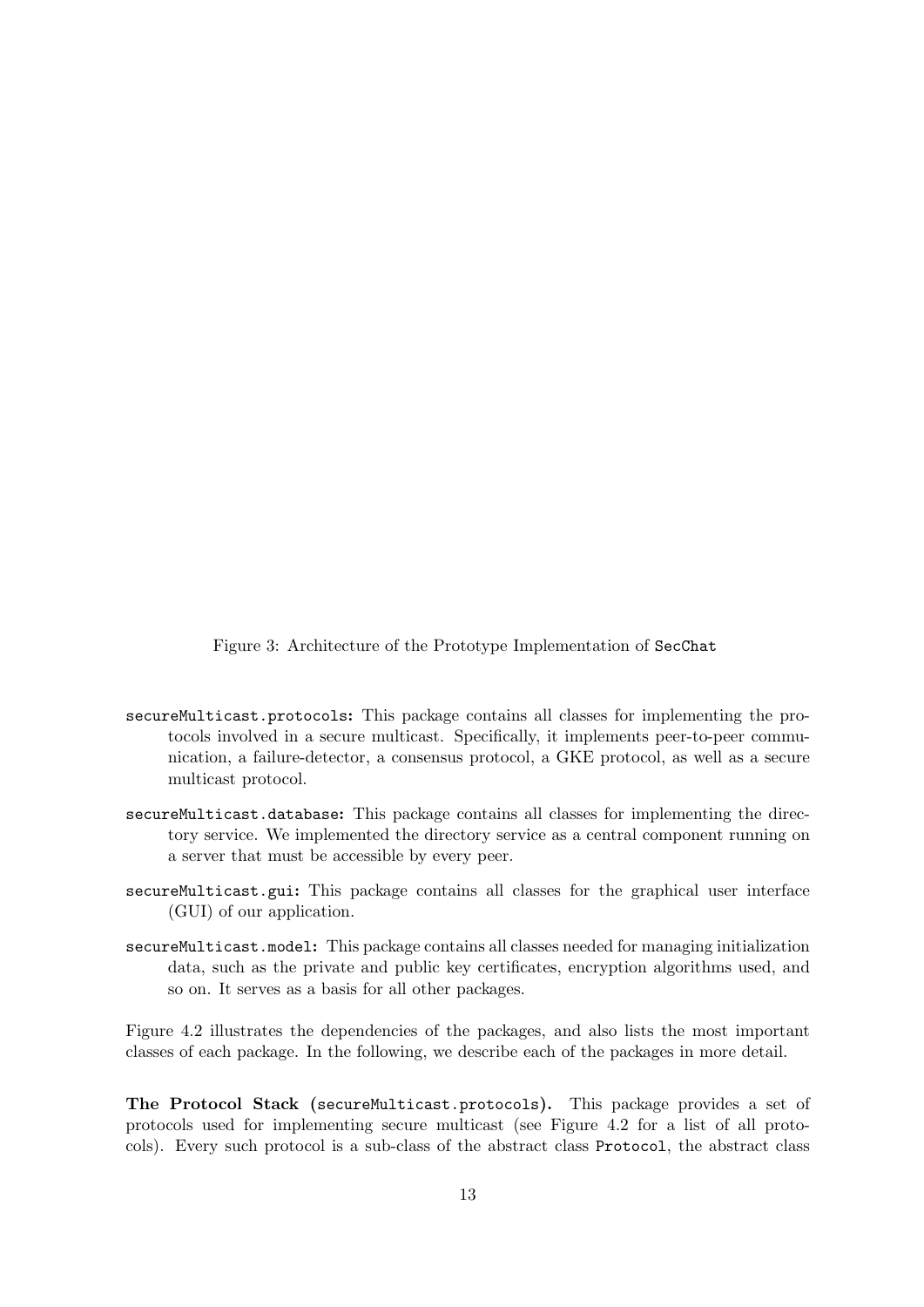Figure 3: Architecture of the Prototype Implementation of `SecChat`

`secureMulticast.protocols`: This package contains all classes for implementing the protocols involved in a secure multicast. Specifically, it implements peer-to-peer communication, a failure-detector, a consensus protocol, a GKE protocol, as well as a secure multicast protocol.

`secureMulticast.database`: This package contains all classes for implementing the directory service. We implemented the directory service as a central component running on a server that must be accessible by every peer.

`secureMulticast.gui`: This package contains all classes for the graphical user interface (GUI) of our application.

`secureMulticast.model`: This package contains all classes needed for managing initialization data, such as the private and public key certificates, encryption algorithms used, and so on. It serves as a basis for all other packages.

Figure 4.2 illustrates the dependencies of the packages, and also lists the most important classes of each package. In the following, we describe each of the packages in more detail.

**The Protocol Stack (`secureMulticast.protocols`).** This package provides a set of protocols used for implementing secure multicast (see Figure 4.2 for a list of all protocols). Every such protocol is a sub-class of the abstract class `Protocol`, the abstract class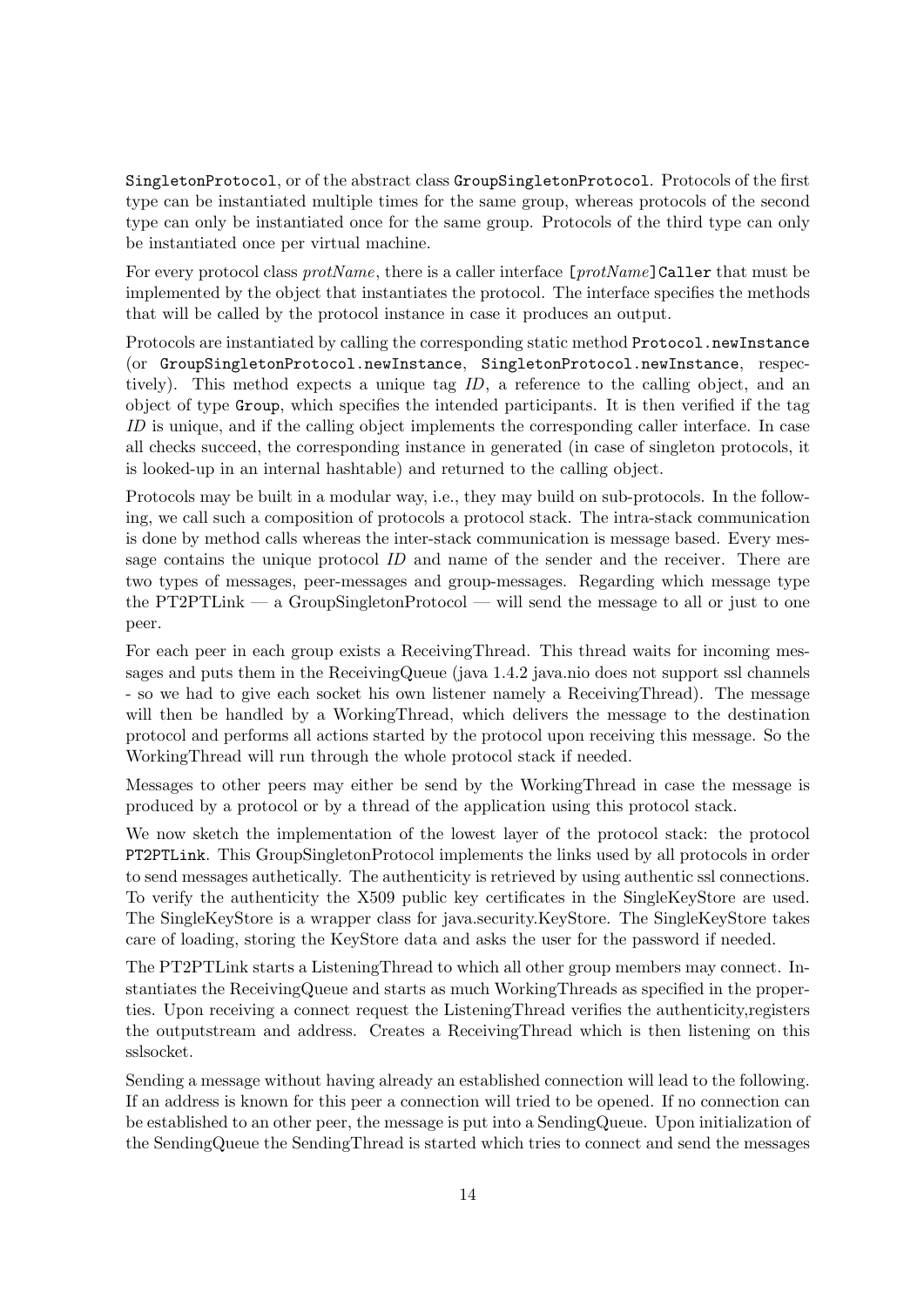`SingletonProtocol`, or of the abstract class `GroupSingletonProtocol`. Protocols of the first type can be instantiated multiple times for the same group, whereas protocols of the second type can only be instantiated once for the same group. Protocols of the third type can only be instantiated once per virtual machine.

For every protocol class *protName*, there is a caller interface `[`*protName*`]Caller` that must be implemented by the object that instantiates the protocol. The interface specifies the methods that will be called by the protocol instance in case it produces an output.

Protocols are instantiated by calling the corresponding static method `Protocol.newInstance` (or `GroupSingletonProtocol.newInstance`, `SingletonProtocol.newInstance`, respectively). This method expects a unique tag *ID*, a reference to the calling object, and an object of type `Group`, which specifies the intended participants. It is then verified if the tag *ID* is unique, and if the calling object implements the corresponding caller interface. In case all checks succeed, the corresponding instance in generated (in case of singleton protocols, it is looked-up in an internal hashtable) and returned to the calling object.

Protocols may be built in a modular way, i.e., they may build on sub-protocols. In the following, we call such a composition of protocols a protocol stack. The intra-stack communication is done by method calls whereas the inter-stack communication is message based. Every message contains the unique protocol *ID* and name of the sender and the receiver. There are two types of messages, peer-messages and group-messages. Regarding which message type the PT2PTLink — a GroupSingletonProtocol — will send the message to all or just to one peer.

For each peer in each group exists a ReceivingThread. This thread waits for incoming messages and puts them in the ReceivingQueue (java 1.4.2 java.nio does not support ssl channels - so we had to give each socket his own listener namely a ReceivingThread). The message will then be handled by a WorkingThread, which delivers the message to the destination protocol and performs all actions started by the protocol upon receiving this message. So the WorkingThread will run through the whole protocol stack if needed.

Messages to other peers may either be send by the WorkingThread in case the message is produced by a protocol or by a thread of the application using this protocol stack.

We now sketch the implementation of the lowest layer of the protocol stack: the protocol `PT2PTLink`. This GroupSingletonProtocol implements the links used by all protocols in order to send messages authetically. The authenticity is retrieved by using authentic ssl connections. To verify the authenticity the X509 public key certificates in the SingleKeyStore are used. The SingleKeyStore is a wrapper class for java.security.KeyStore. The SingleKeyStore takes care of loading, storing the KeyStore data and asks the user for the password if needed.

The PT2PTLink starts a ListeningThread to which all other group members may connect. Instantiates the ReceivingQueue and starts as much WorkingThreads as specified in the properties. Upon receiving a connect request the ListeningThread verifies the authenticity,registers the outputstream and address. Creates a ReceivingThread which is then listening on this sslsocket.

Sending a message without having already an established connection will lead to the following. If an address is known for this peer a connection will tried to be opened. If no connection can be established to an other peer, the message is put into a SendingQueue. Upon initialization of the SendingQueue the SendingThread is started which tries to connect and send the messages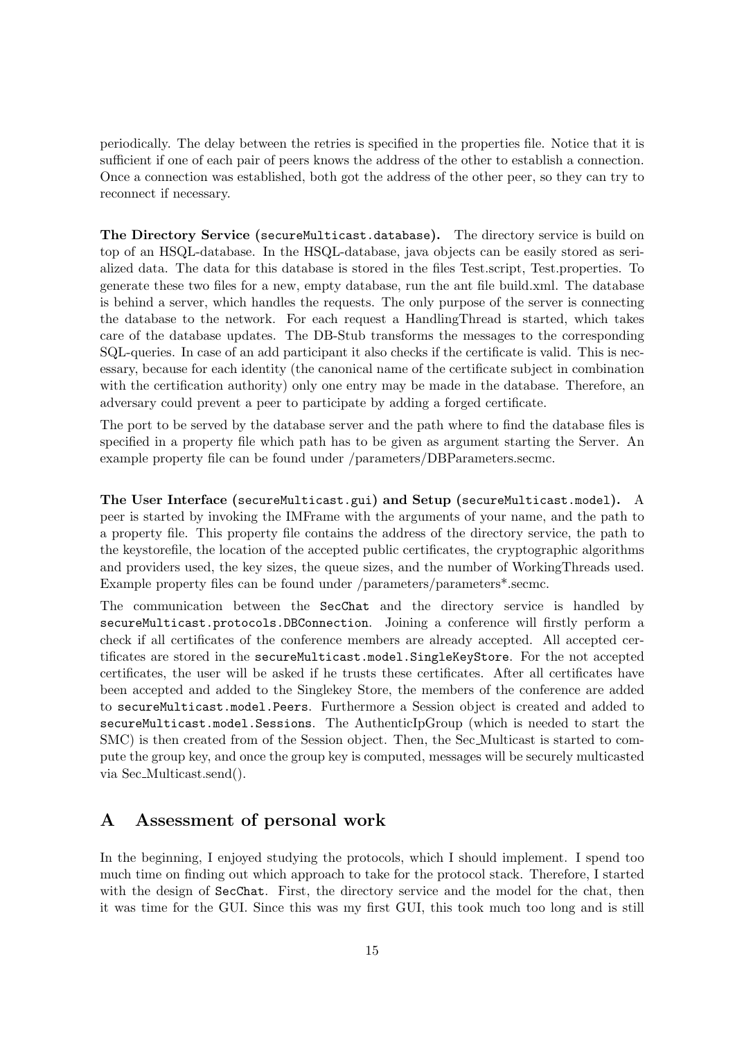periodically. The delay between the retries is specified in the properties file. Notice that it is sufficient if one of each pair of peers knows the address of the other to establish a connection. Once a connection was established, both got the address of the other peer, so they can try to reconnect if necessary.

**The Directory Service (`secureMulticast.database`).** The directory service is build on top of an HSQL-database. In the HSQL-database, java objects can be easily stored as serialized data. The data for this database is stored in the files Test.script, Test.properties. To generate these two files for a new, empty database, run the ant file build.xml. The database is behind a server, which handles the requests. The only purpose of the server is connecting the database to the network. For each request a HandlingThread is started, which takes care of the database updates. The DB-Stub transforms the messages to the corresponding SQL-queries. In case of an add participant it also checks if the certificate is valid. This is necessary, because for each identity (the canonical name of the certificate subject in combination with the certification authority) only one entry may be made in the database. Therefore, an adversary could prevent a peer to participate by adding a forged certificate.

The port to be served by the database server and the path where to find the database files is specified in a property file which path has to be given as argument starting the Server. An example property file can be found under /parameters/DBParameters.secmc.

**The User Interface (`secureMulticast.gui`) and Setup (`secureMulticast.model`).** A peer is started by invoking the IMFrame with the arguments of your name, and the path to a property file. This property file contains the address of the directory service, the path to the keystorefile, the location of the accepted public certificates, the cryptographic algorithms and providers used, the key sizes, the queue sizes, and the number of WorkingThreads used. Example property files can be found under /parameters/parameters*.secmc.

The communication between the `SecChat` and the directory service is handled by `secureMulticast.protocols.DBConnection`. Joining a conference will firstly perform a check if all certificates of the conference members are already accepted. All accepted certificates are stored in the `secureMulticast.model.SingleKeyStore`. For the not accepted certificates, the user will be asked if he trusts these certificates. After all certificates have been accepted and added to the Singlekey Store, the members of the conference are added to `secureMulticast.model.Peers`. Furthermore a Session object is created and added to `secureMulticast.model.Sessions`. The AuthenticIpGroup (which is needed to start the SMC) is then created from of the Session object. Then, the Sec_Multicast is started to compute the group key, and once the group key is computed, messages will be securely multicasted via Sec_Multicast.send().

## A Assessment of personal work

In the beginning, I enjoyed studying the protocols, which I should implement. I spend too much time on finding out which approach to take for the protocol stack. Therefore, I started with the design of `SecChat`. First, the directory service and the model for the chat, then it was time for the GUI. Since this was my first GUI, this took much too long and is still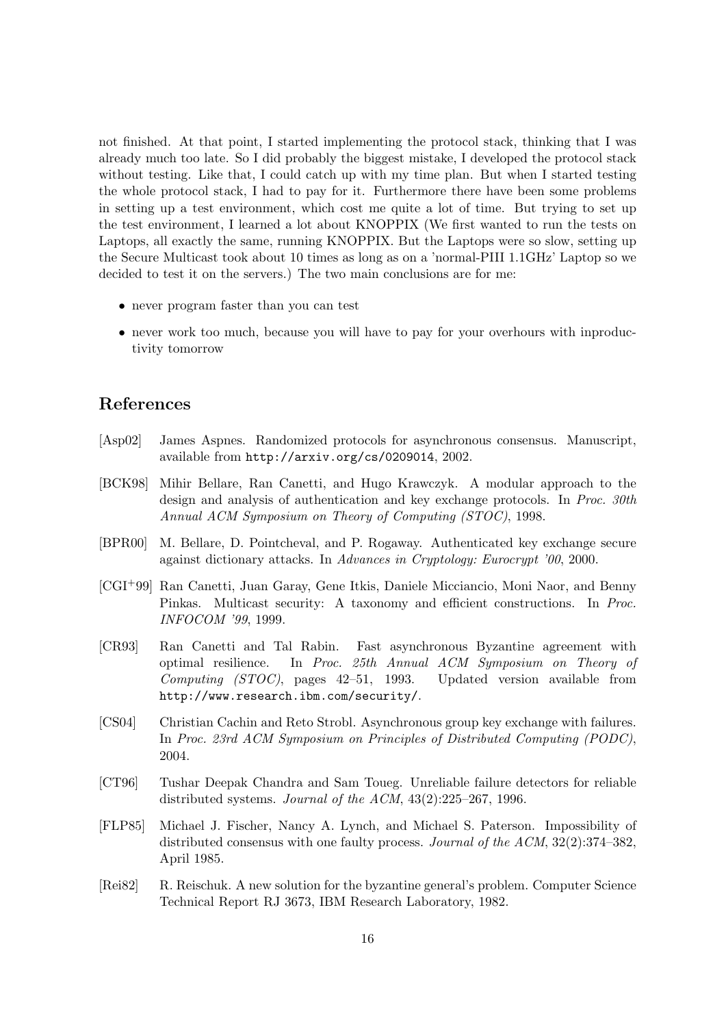not finished. At that point, I started implementing the protocol stack, thinking that I was already much too late. So I did probably the biggest mistake, I developed the protocol stack without testing. Like that, I could catch up with my time plan. But when I started testing the whole protocol stack, I had to pay for it. Furthermore there have been some problems in setting up a test environment, which cost me quite a lot of time. But trying to set up the test environment, I learned a lot about KNOPPIX (We first wanted to run the tests on Laptops, all exactly the same, running KNOPPIX. But the Laptops were so slow, setting up the Secure Multicast took about 10 times as long as on a 'normal-PIII 1.1GHz' Laptop so we decided to test it on the servers.) The two main conclusions are for me:

- never program faster than you can test
- never work too much, because you will have to pay for your overhours with inproductivity tomorrow

# References

[Asp02] James Aspnes. Randomized protocols for asynchronous consensus. Manuscript, available from `http://arxiv.org/cs/0209014`, 2002.

[BCK98] Mihir Bellare, Ran Canetti, and Hugo Krawczyk. A modular approach to the design and analysis of authentication and key exchange protocols. In *Proc. 30th Annual ACM Symposium on Theory of Computing (STOC)*, 1998.

[BPR00] M. Bellare, D. Pointcheval, and P. Rogaway. Authenticated key exchange secure against dictionary attacks. In *Advances in Cryptology: Eurocrypt '00*, 2000.

[CGI+99] Ran Canetti, Juan Garay, Gene Itkis, Daniele Micciancio, Moni Naor, and Benny Pinkas. Multicast security: A taxonomy and efficient constructions. In *Proc. INFOCOM '99*, 1999.

[CR93] Ran Canetti and Tal Rabin. Fast asynchronous Byzantine agreement with optimal resilience. In *Proc. 25th Annual ACM Symposium on Theory of Computing (STOC)*, pages 42–51, 1993. Updated version available from `http://www.research.ibm.com/security/`.

[CS04] Christian Cachin and Reto Strobl. Asynchronous group key exchange with failures. In *Proc. 23rd ACM Symposium on Principles of Distributed Computing (PODC)*, 2004.

[CT96] Tushar Deepak Chandra and Sam Toueg. Unreliable failure detectors for reliable distributed systems. *Journal of the ACM*, 43(2):225–267, 1996.

[FLP85] Michael J. Fischer, Nancy A. Lynch, and Michael S. Paterson. Impossibility of distributed consensus with one faulty process. *Journal of the ACM*, 32(2):374–382, April 1985.

[Rei82] R. Reischuk. A new solution for the byzantine general's problem. Computer Science Technical Report RJ 3673, IBM Research Laboratory, 1982.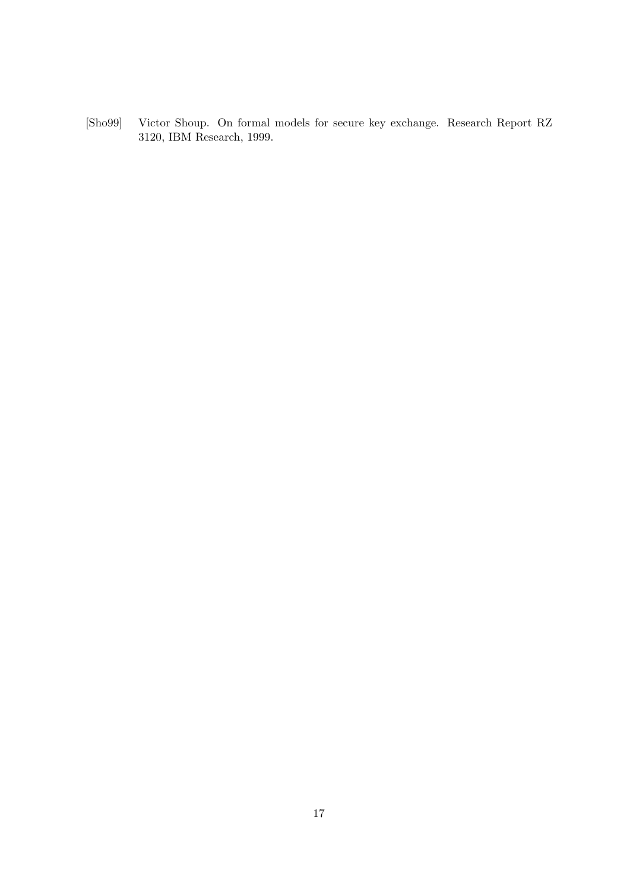[Sho99] Victor Shoup. On formal models for secure key exchange. Research Report RZ 3120, IBM Research, 1999.